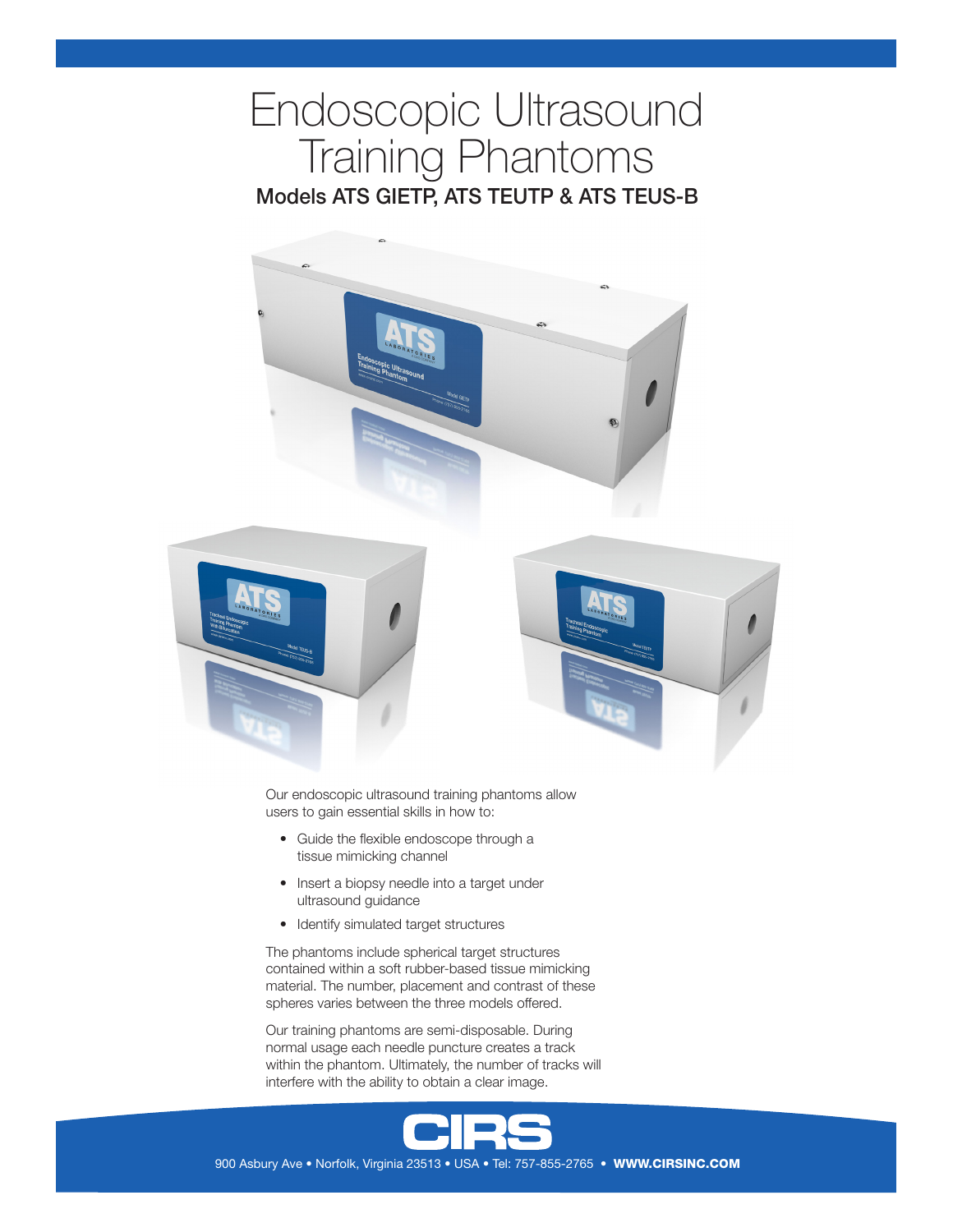# Endoscopic Ultrasound Training Phantoms

## Models ATS GIETP, ATS TEUTP & ATS TEUS-B

Our endoscopic ultrasound training phantoms allow users to gain essential skills in how to:

- Guide the flexible endoscope through a tissue mimicking channel
- Insert a biopsy needle into a target under ultrasound guidance
- Identify simulated target structures

The phantoms include spherical target structures contained within a soft rubber-based tissue mimicking material. The number, placement and contrast of these spheres varies between the three models offered.

Our training phantoms are semi-disposable. During normal usage each needle puncture creates a track within the phantom. Ultimately, the number of tracks will interfere with the ability to obtain a clear image.

CIRS

900 Asbury Ave • Norfolk, Virginia 23513 • USA • Tel: 757-855-2765 • **WWW.CIRSINC.COM**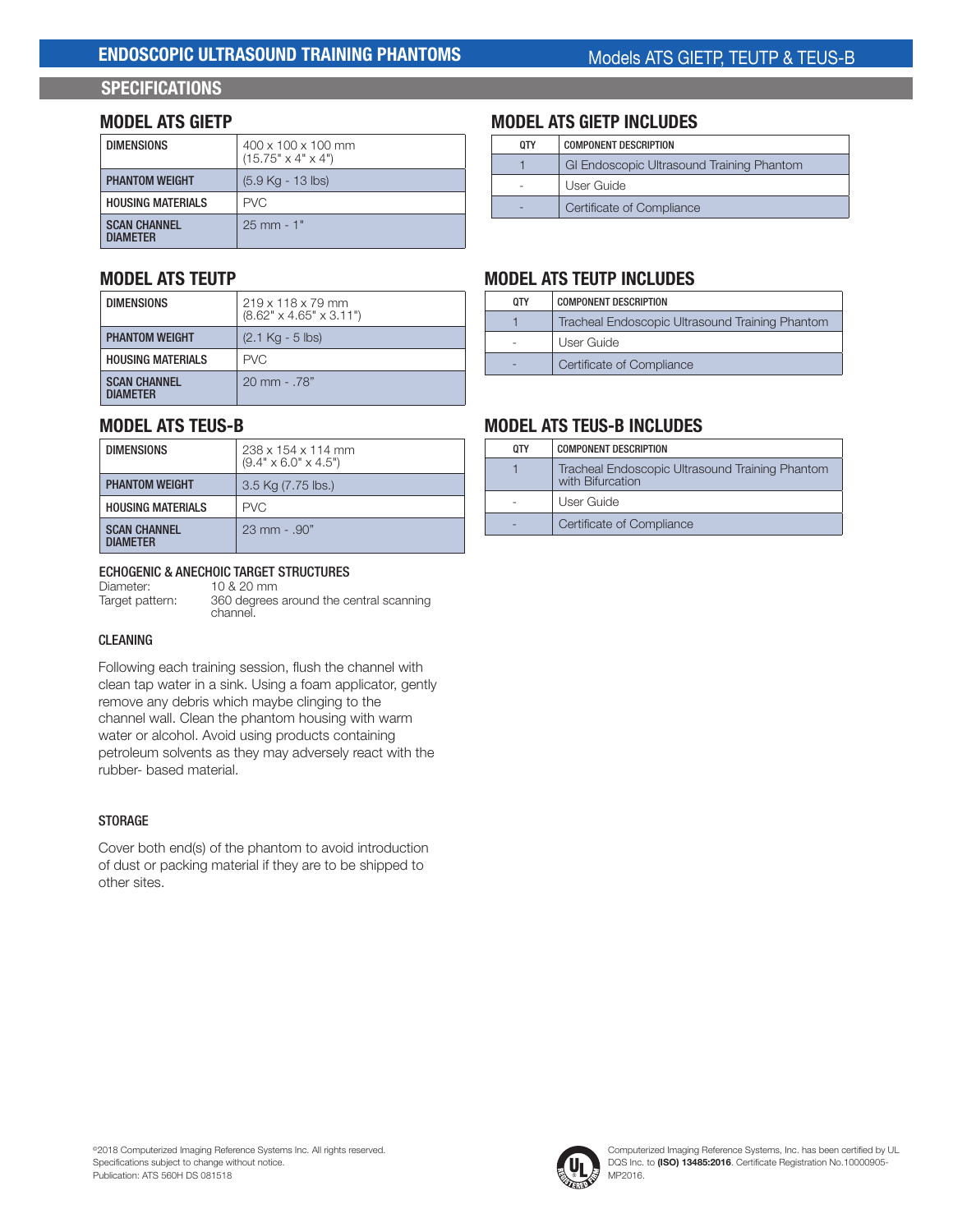# ENDOSCOPIC ULTRASOUND TRAINING PHANTOMS

Models ATS GIETP, TEUTP & TEUS-B

## SPECIFICATIONS

### MODEL ATS GIETP

| | |
|---|---|
| DIMENSIONS | 400 x 100 x 100 mm (15.75" x 4" x 4") |
| PHANTOM WEIGHT | (5.9 Kg - 13 lbs) |
| HOUSING MATERIALS | PVC |
| SCAN CHANNEL DIAMETER | 25 mm - 1" |

### MODEL ATS GIETP INCLUDES

| QTY | COMPONENT DESCRIPTION |
|---|---|
| 1 | GI Endoscopic Ultrasound Training Phantom |
| - | User Guide |
| - | Certificate of Compliance |

### MODEL ATS TEUTP

| | |
|---|---|
| DIMENSIONS | 219 x 118 x 79 mm (8.62" x 4.65" x 3.11") |
| PHANTOM WEIGHT | (2.1 Kg - 5 lbs) |
| HOUSING MATERIALS | PVC |
| SCAN CHANNEL DIAMETER | 20 mm - .78" |

### MODEL ATS TEUTP INCLUDES

| QTY | COMPONENT DESCRIPTION |
|---|---|
| 1 | Tracheal Endoscopic Ultrasound Training Phantom |
| - | User Guide |
| - | Certificate of Compliance |

### MODEL ATS TEUS-B

| | |
|---|---|
| DIMENSIONS | 238 x 154 x 114 mm (9.4" x 6.0" x 4.5") |
| PHANTOM WEIGHT | 3.5 Kg (7.75 lbs.) |
| HOUSING MATERIALS | PVC |
| SCAN CHANNEL DIAMETER | 23 mm - .90" |

### MODEL ATS TEUS-B INCLUDES

| QTY | COMPONENT DESCRIPTION |
|---|---|
| 1 | Tracheal Endoscopic Ultrasound Training Phantom with Bifurcation |
| - | User Guide |
| - | Certificate of Compliance |

#### ECHOGENIC & ANECHOIC TARGET STRUCTURES

Diameter: 10 & 20 mm
Target pattern: 360 degrees around the central scanning channel.

#### CLEANING

Following each training session, flush the channel with clean tap water in a sink. Using a foam applicator, gently remove any debris which maybe clinging to the channel wall. Clean the phantom housing with warm water or alcohol. Avoid using products containing petroleum solvents as they may adversely react with the rubber- based material.

#### STORAGE

Cover both end(s) of the phantom to avoid introduction of dust or packing material if they are to be shipped to other sites.

©2018 Computerized Imaging Reference Systems Inc. All rights reserved.
Specifications subject to change without notice.
Publication: ATS 560H DS 081518

Computerized Imaging Reference Systems, Inc. has been certified by UL DQS Inc. to **(ISO) 13485:2016**. Certificate Registration No.10000905-MP2016.